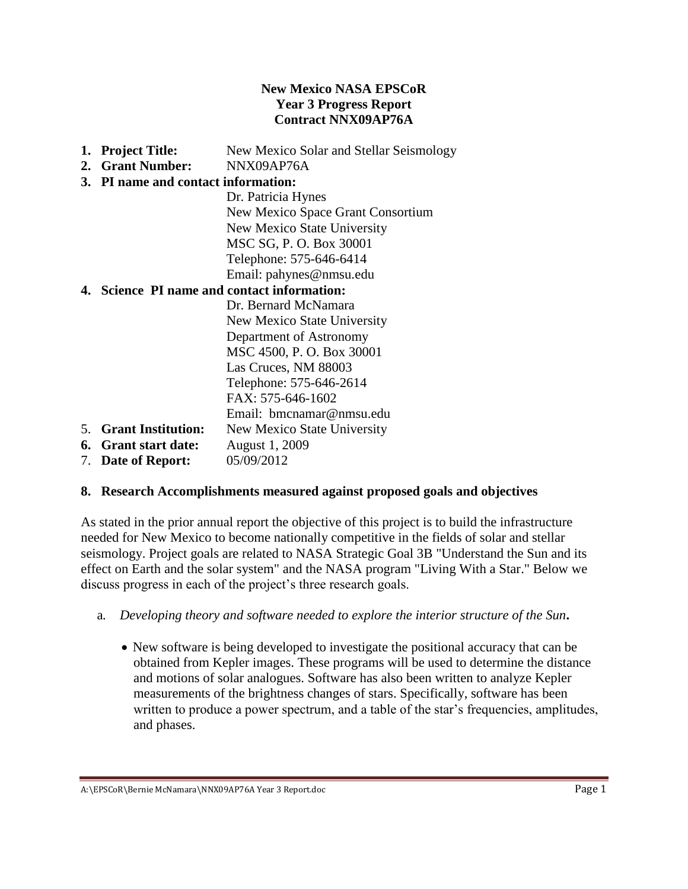**New Mexico NASA EPSCoR**
**Year 3 Progress Report**
**Contract NNX09AP76A**

1. **Project Title:** New Mexico Solar and Stellar Seismology
2. **Grant Number:** NNX09AP76A
3. **PI name and contact information:**
   Dr. Patricia Hynes
   New Mexico Space Grant Consortium
   New Mexico State University
   MSC SG, P. O. Box 30001
   Telephone: 575-646-6414
   Email: pahynes@nmsu.edu
4. **Science PI name and contact information:**
   Dr. Bernard McNamara
   New Mexico State University
   Department of Astronomy
   MSC 4500, P. O. Box 30001
   Las Cruces, NM 88003
   Telephone: 575-646-2614
   FAX: 575-646-1602
   Email: bmcnamar@nmsu.edu
5. **Grant Institution:** New Mexico State University
6. **Grant start date:** August 1, 2009
7. **Date of Report:** 05/09/2012

## 8. Research Accomplishments measured against proposed goals and objectives

As stated in the prior annual report the objective of this project is to build the infrastructure needed for New Mexico to become nationally competitive in the fields of solar and stellar seismology. Project goals are related to NASA Strategic Goal 3B "Understand the Sun and its effect on Earth and the solar system" and the NASA program "Living With a Star." Below we discuss progress in each of the project's three research goals.

a. *Developing theory and software needed to explore the interior structure of the Sun***.**

- New software is being developed to investigate the positional accuracy that can be obtained from Kepler images. These programs will be used to determine the distance and motions of solar analogues. Software has also been written to analyze Kepler measurements of the brightness changes of stars. Specifically, software has been written to produce a power spectrum, and a table of the star's frequencies, amplitudes, and phases.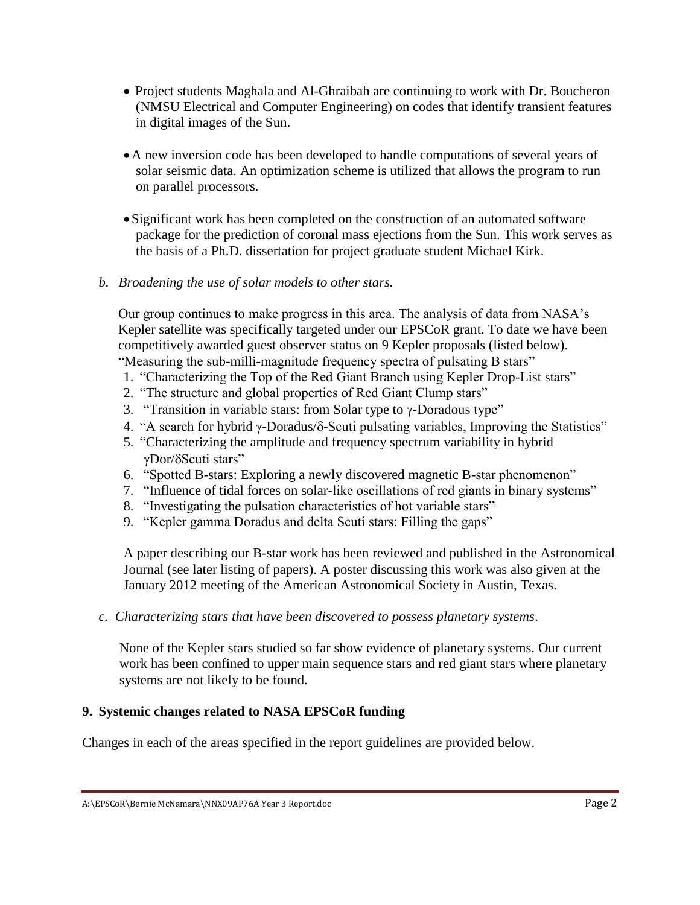- Project students Maghala and Al-Ghraibah are continuing to work with Dr. Boucheron (NMSU Electrical and Computer Engineering) on codes that identify transient features in digital images of the Sun.

- A new inversion code has been developed to handle computations of several years of solar seismic data. An optimization scheme is utilized that allows the program to run on parallel processors.

- Significant work has been completed on the construction of an automated software package for the prediction of coronal mass ejections from the Sun. This work serves as the basis of a Ph.D. dissertation for project graduate student Michael Kirk.

*b. Broadening the use of solar models to other stars.*

Our group continues to make progress in this area. The analysis of data from NASA's Kepler satellite was specifically targeted under our EPSCoR grant. To date we have been competitively awarded guest observer status on 9 Kepler proposals (listed below).
"Measuring the sub-milli-magnitude frequency spectra of pulsating B stars"

1. "Characterizing the Top of the Red Giant Branch using Kepler Drop-List stars"
2. "The structure and global properties of Red Giant Clump stars"
3. "Transition in variable stars: from Solar type to γ-Doradous type"
4. "A search for hybrid γ-Doradus/δ-Scuti pulsating variables, Improving the Statistics"
5. "Characterizing the amplitude and frequency spectrum variability in hybrid γDor/δScuti stars"
6. "Spotted B-stars: Exploring a newly discovered magnetic B-star phenomenon"
7. "Influence of tidal forces on solar-like oscillations of red giants in binary systems"
8. "Investigating the pulsation characteristics of hot variable stars"
9. "Kepler gamma Doradus and delta Scuti stars: Filling the gaps"

A paper describing our B-star work has been reviewed and published in the Astronomical Journal (see later listing of papers). A poster discussing this work was also given at the January 2012 meeting of the American Astronomical Society in Austin, Texas.

*c. Characterizing stars that have been discovered to possess planetary systems.*

None of the Kepler stars studied so far show evidence of planetary systems. Our current work has been confined to upper main sequence stars and red giant stars where planetary systems are not likely to be found.

## 9. Systemic changes related to NASA EPSCoR funding

Changes in each of the areas specified in the report guidelines are provided below.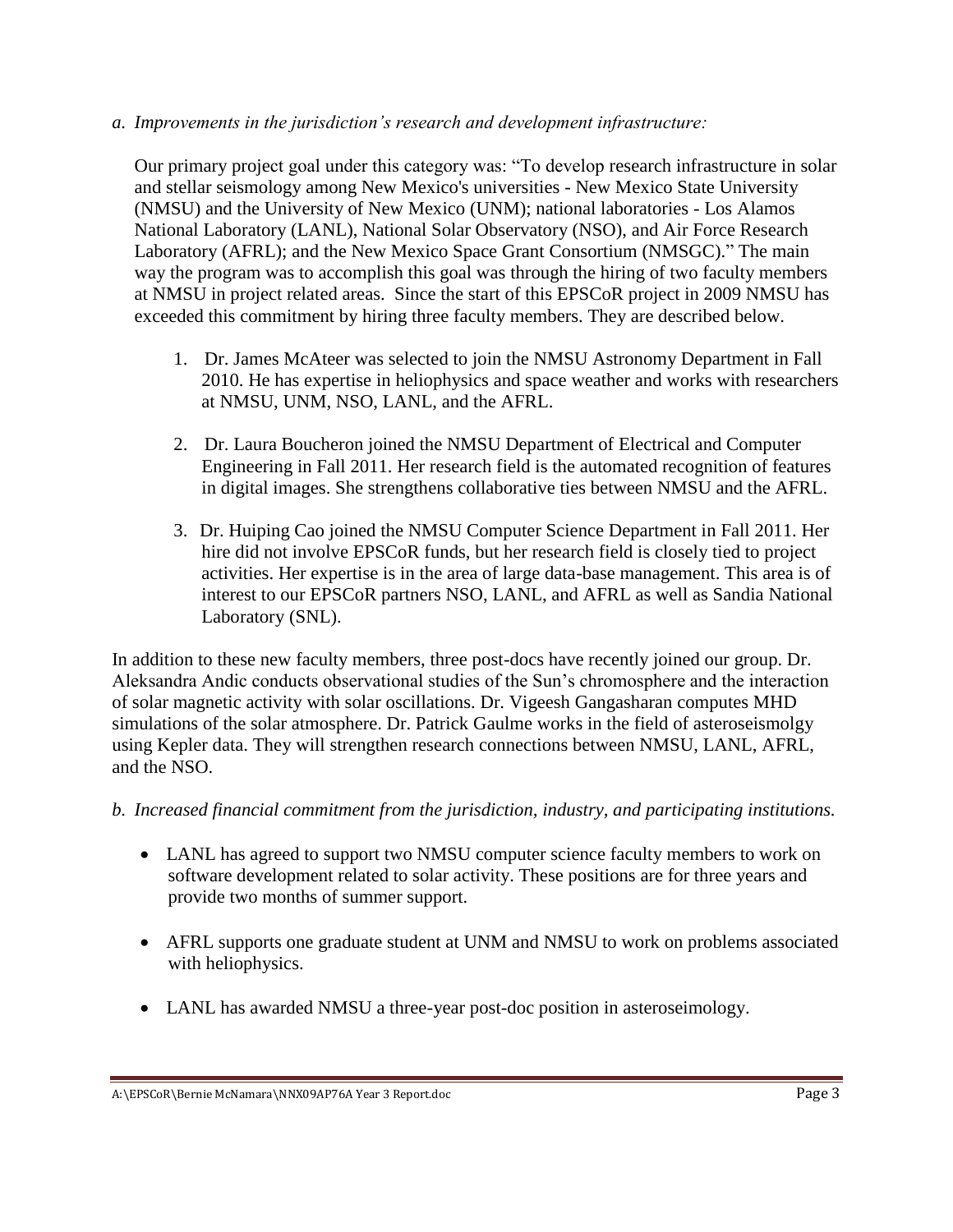*a. Improvements in the jurisdiction's research and development infrastructure:*

Our primary project goal under this category was: "To develop research infrastructure in solar and stellar seismology among New Mexico's universities - New Mexico State University (NMSU) and the University of New Mexico (UNM); national laboratories - Los Alamos National Laboratory (LANL), National Solar Observatory (NSO), and Air Force Research Laboratory (AFRL); and the New Mexico Space Grant Consortium (NMSGC)." The main way the program was to accomplish this goal was through the hiring of two faculty members at NMSU in project related areas. Since the start of this EPSCoR project in 2009 NMSU has exceeded this commitment by hiring three faculty members. They are described below.

1. Dr. James McAteer was selected to join the NMSU Astronomy Department in Fall 2010. He has expertise in heliophysics and space weather and works with researchers at NMSU, UNM, NSO, LANL, and the AFRL.
2. Dr. Laura Boucheron joined the NMSU Department of Electrical and Computer Engineering in Fall 2011. Her research field is the automated recognition of features in digital images. She strengthens collaborative ties between NMSU and the AFRL.
3. Dr. Huiping Cao joined the NMSU Computer Science Department in Fall 2011. Her hire did not involve EPSCoR funds, but her research field is closely tied to project activities. Her expertise is in the area of large data-base management. This area is of interest to our EPSCoR partners NSO, LANL, and AFRL as well as Sandia National Laboratory (SNL).

In addition to these new faculty members, three post-docs have recently joined our group. Dr. Aleksandra Andic conducts observational studies of the Sun's chromosphere and the interaction of solar magnetic activity with solar oscillations. Dr. Vigeesh Gangasharan computes MHD simulations of the solar atmosphere. Dr. Patrick Gaulme works in the field of asteroseismolgy using Kepler data. They will strengthen research connections between NMSU, LANL, AFRL, and the NSO.

*b. Increased financial commitment from the jurisdiction, industry, and participating institutions.*

- LANL has agreed to support two NMSU computer science faculty members to work on software development related to solar activity. These positions are for three years and provide two months of summer support.
- AFRL supports one graduate student at UNM and NMSU to work on problems associated with heliophysics.
- LANL has awarded NMSU a three-year post-doc position in asteroseimology.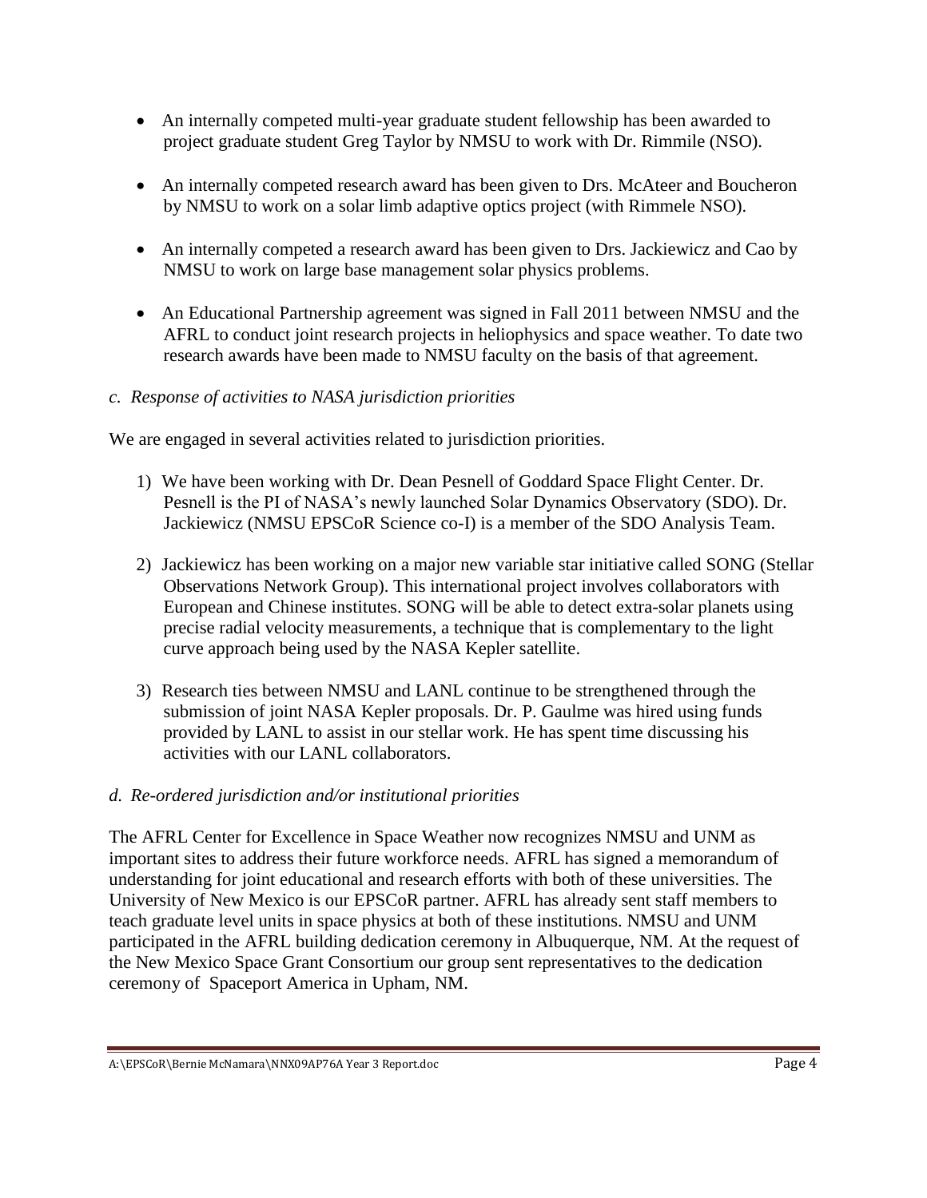- An internally competed multi-year graduate student fellowship has been awarded to project graduate student Greg Taylor by NMSU to work with Dr. Rimmile (NSO).

- An internally competed research award has been given to Drs. McAteer and Boucheron by NMSU to work on a solar limb adaptive optics project (with Rimmele NSO).

- An internally competed a research award has been given to Drs. Jackiewicz and Cao by NMSU to work on large base management solar physics problems.

- An Educational Partnership agreement was signed in Fall 2011 between NMSU and the AFRL to conduct joint research projects in heliophysics and space weather. To date two research awards have been made to NMSU faculty on the basis of that agreement.

*c. Response of activities to NASA jurisdiction priorities*

We are engaged in several activities related to jurisdiction priorities.

1) We have been working with Dr. Dean Pesnell of Goddard Space Flight Center. Dr. Pesnell is the PI of NASA's newly launched Solar Dynamics Observatory (SDO). Dr. Jackiewicz (NMSU EPSCoR Science co-I) is a member of the SDO Analysis Team.

2) Jackiewicz has been working on a major new variable star initiative called SONG (Stellar Observations Network Group). This international project involves collaborators with European and Chinese institutes. SONG will be able to detect extra-solar planets using precise radial velocity measurements, a technique that is complementary to the light curve approach being used by the NASA Kepler satellite.

3) Research ties between NMSU and LANL continue to be strengthened through the submission of joint NASA Kepler proposals. Dr. P. Gaulme was hired using funds provided by LANL to assist in our stellar work. He has spent time discussing his activities with our LANL collaborators.

*d. Re-ordered jurisdiction and/or institutional priorities*

The AFRL Center for Excellence in Space Weather now recognizes NMSU and UNM as important sites to address their future workforce needs. AFRL has signed a memorandum of understanding for joint educational and research efforts with both of these universities. The University of New Mexico is our EPSCoR partner. AFRL has already sent staff members to teach graduate level units in space physics at both of these institutions. NMSU and UNM participated in the AFRL building dedication ceremony in Albuquerque, NM. At the request of the New Mexico Space Grant Consortium our group sent representatives to the dedication ceremony of Spaceport America in Upham, NM.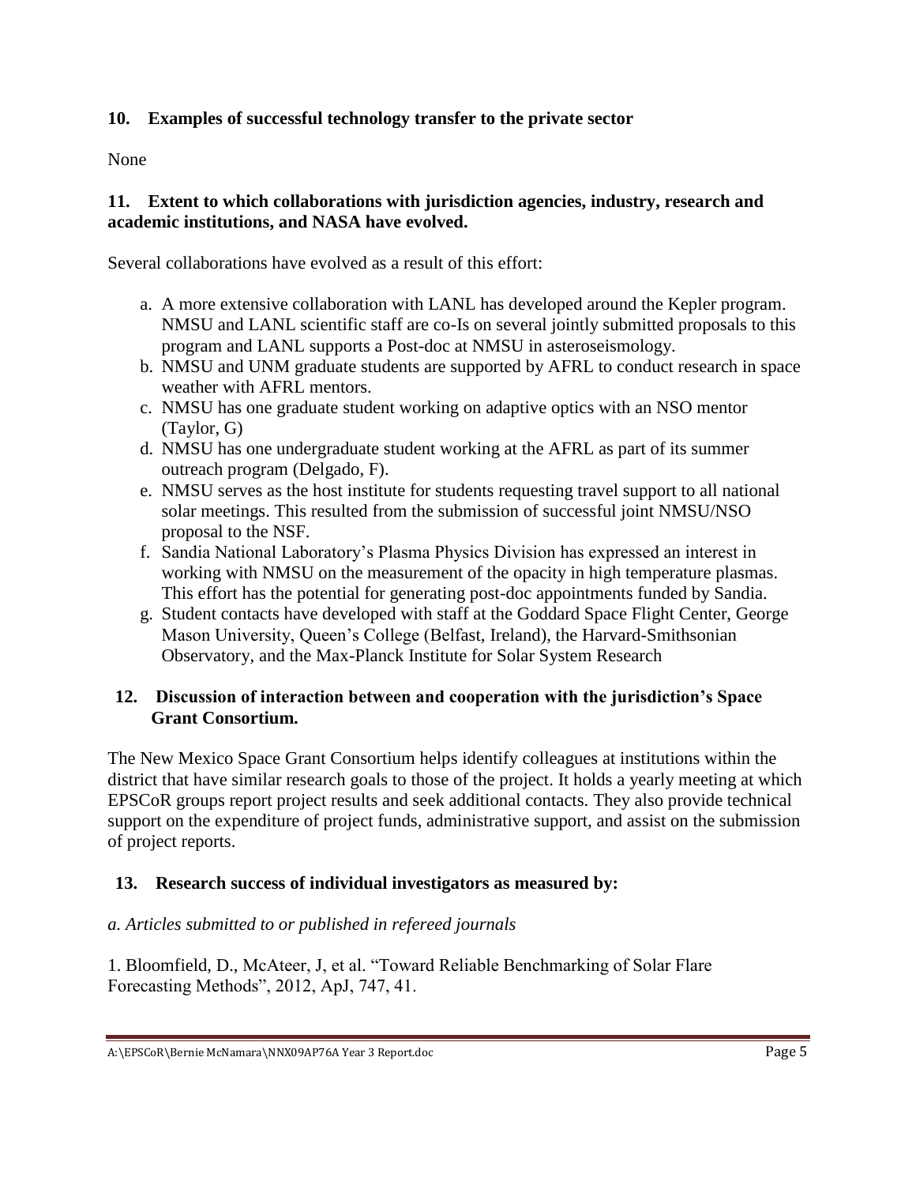## 10. Examples of successful technology transfer to the private sector

None

## 11. Extent to which collaborations with jurisdiction agencies, industry, research and academic institutions, and NASA have evolved.

Several collaborations have evolved as a result of this effort:

a. A more extensive collaboration with LANL has developed around the Kepler program. NMSU and LANL scientific staff are co-Is on several jointly submitted proposals to this program and LANL supports a Post-doc at NMSU in asteroseismology.
b. NMSU and UNM graduate students are supported by AFRL to conduct research in space weather with AFRL mentors.
c. NMSU has one graduate student working on adaptive optics with an NSO mentor (Taylor, G)
d. NMSU has one undergraduate student working at the AFRL as part of its summer outreach program (Delgado, F).
e. NMSU serves as the host institute for students requesting travel support to all national solar meetings. This resulted from the submission of successful joint NMSU/NSO proposal to the NSF.
f. Sandia National Laboratory's Plasma Physics Division has expressed an interest in working with NMSU on the measurement of the opacity in high temperature plasmas. This effort has the potential for generating post-doc appointments funded by Sandia.
g. Student contacts have developed with staff at the Goddard Space Flight Center, George Mason University, Queen's College (Belfast, Ireland), the Harvard-Smithsonian Observatory, and the Max-Planck Institute for Solar System Research

## 12. Discussion of interaction between and cooperation with the jurisdiction's Space Grant Consortium.

The New Mexico Space Grant Consortium helps identify colleagues at institutions within the district that have similar research goals to those of the project. It holds a yearly meeting at which EPSCoR groups report project results and seek additional contacts. They also provide technical support on the expenditure of project funds, administrative support, and assist on the submission of project reports.

## 13. Research success of individual investigators as measured by:

*a. Articles submitted to or published in refereed journals*

1. Bloomfield, D., McAteer, J, et al. "Toward Reliable Benchmarking of Solar Flare Forecasting Methods", 2012, ApJ, 747, 41.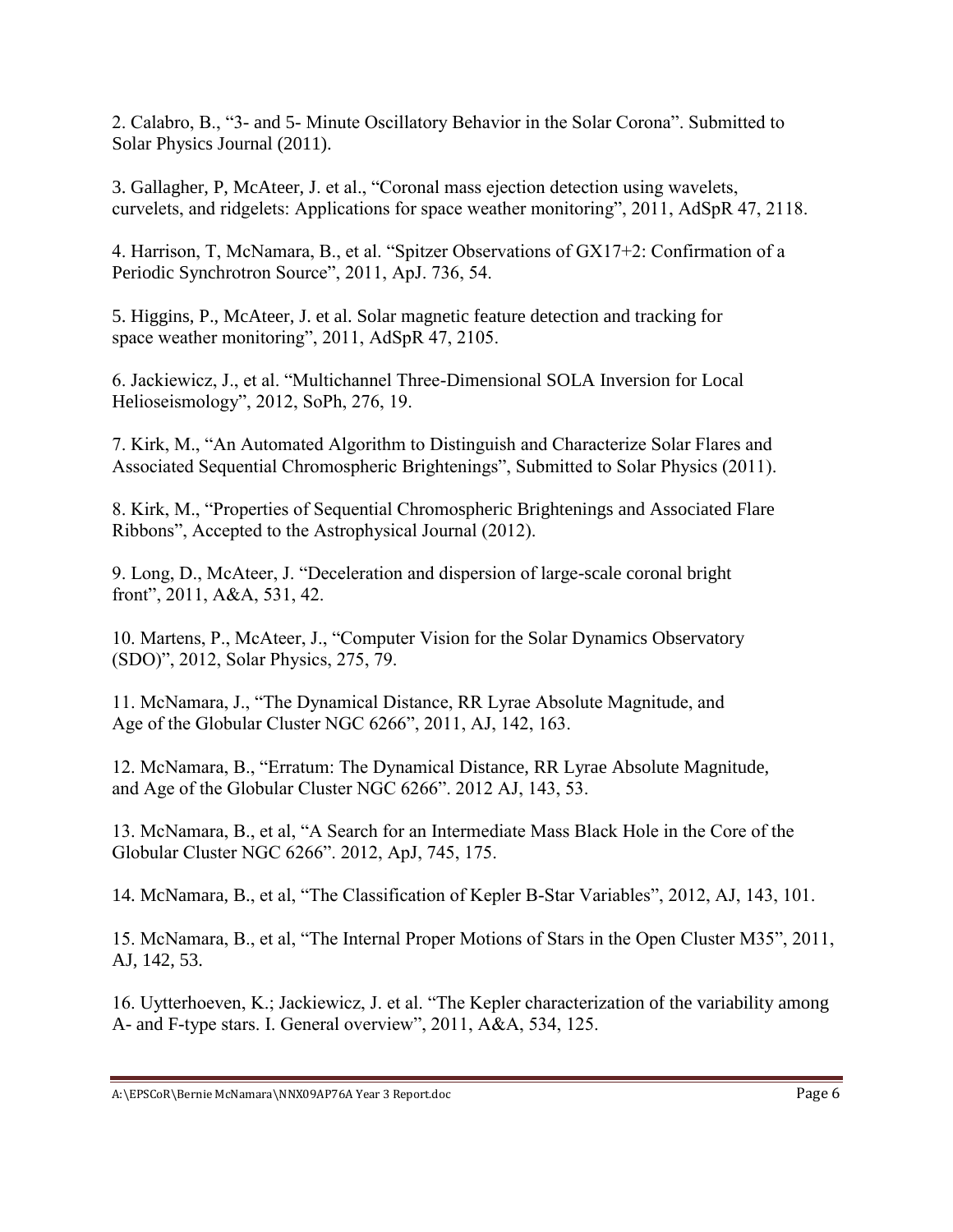2. Calabro, B., “3- and 5- Minute Oscillatory Behavior in the Solar Corona”. Submitted to Solar Physics Journal (2011).

3. Gallagher, P, McAteer, J. et al., “Coronal mass ejection detection using wavelets, curvelets, and ridgelets: Applications for space weather monitoring”, 2011, AdSpR 47, 2118.

4. Harrison, T, McNamara, B., et al. “Spitzer Observations of GX17+2: Confirmation of a Periodic Synchrotron Source”, 2011, ApJ. 736, 54.

5. Higgins, P., McAteer, J. et al. Solar magnetic feature detection and tracking for space weather monitoring”, 2011, AdSpR 47, 2105.

6. Jackiewicz, J., et al. “Multichannel Three-Dimensional SOLA Inversion for Local Helioseismology”, 2012, SoPh, 276, 19.

7. Kirk, M., “An Automated Algorithm to Distinguish and Characterize Solar Flares and Associated Sequential Chromospheric Brightenings”, Submitted to Solar Physics (2011).

8. Kirk, M., “Properties of Sequential Chromospheric Brightenings and Associated Flare Ribbons”, Accepted to the Astrophysical Journal (2012).

9. Long, D., McAteer, J. “Deceleration and dispersion of large-scale coronal bright front”, 2011, A&A, 531, 42.

10. Martens, P., McAteer, J., “Computer Vision for the Solar Dynamics Observatory (SDO)”, 2012, Solar Physics, 275, 79.

11. McNamara, J., “The Dynamical Distance, RR Lyrae Absolute Magnitude, and Age of the Globular Cluster NGC 6266”, 2011, AJ, 142, 163.

12. McNamara, B., “Erratum: The Dynamical Distance, RR Lyrae Absolute Magnitude, and Age of the Globular Cluster NGC 6266”. 2012 AJ, 143, 53.

13. McNamara, B., et al, “A Search for an Intermediate Mass Black Hole in the Core of the Globular Cluster NGC 6266”. 2012, ApJ, 745, 175.

14. McNamara, B., et al, “The Classification of Kepler B-Star Variables”, 2012, AJ, 143, 101.

15. McNamara, B., et al, “The Internal Proper Motions of Stars in the Open Cluster M35”, 2011, AJ, 142, 53.

16. Uytterhoeven, K.; Jackiewicz, J. et al. “The Kepler characterization of the variability among A- and F-type stars. I. General overview”, 2011, A&A, 534, 125.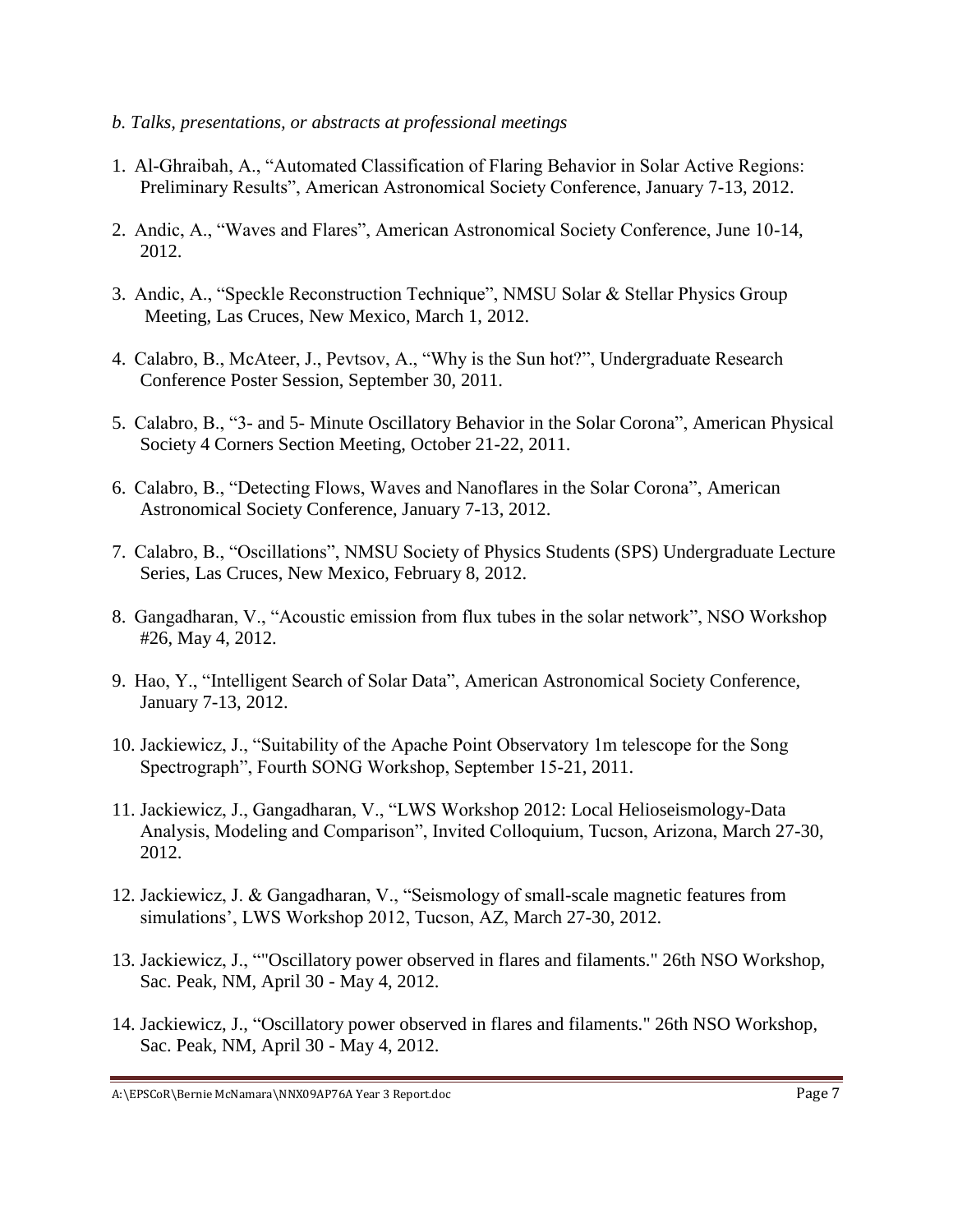*b. Talks, presentations, or abstracts at professional meetings*

1. Al-Ghraibah, A., “Automated Classification of Flaring Behavior in Solar Active Regions: Preliminary Results”, American Astronomical Society Conference, January 7-13, 2012.

2. Andic, A., “Waves and Flares”, American Astronomical Society Conference, June 10-14, 2012.

3. Andic, A., “Speckle Reconstruction Technique”, NMSU Solar & Stellar Physics Group Meeting, Las Cruces, New Mexico, March 1, 2012.

4. Calabro, B., McAteer, J., Pevtsov, A., “Why is the Sun hot?”, Undergraduate Research Conference Poster Session, September 30, 2011.

5. Calabro, B., “3- and 5- Minute Oscillatory Behavior in the Solar Corona”, American Physical Society 4 Corners Section Meeting, October 21-22, 2011.

6. Calabro, B., “Detecting Flows, Waves and Nanoflares in the Solar Corona”, American Astronomical Society Conference, January 7-13, 2012.

7. Calabro, B., “Oscillations”, NMSU Society of Physics Students (SPS) Undergraduate Lecture Series, Las Cruces, New Mexico, February 8, 2012.

8. Gangadharan, V., “Acoustic emission from flux tubes in the solar network”, NSO Workshop #26, May 4, 2012.

9. Hao, Y., “Intelligent Search of Solar Data”, American Astronomical Society Conference, January 7-13, 2012.

10. Jackiewicz, J., “Suitability of the Apache Point Observatory 1m telescope for the Song Spectrograph”, Fourth SONG Workshop, September 15-21, 2011.

11. Jackiewicz, J., Gangadharan, V., “LWS Workshop 2012: Local Helioseismology-Data Analysis, Modeling and Comparison”, Invited Colloquium, Tucson, Arizona, March 27-30, 2012.

12. Jackiewicz, J. & Gangadharan, V., “Seismology of small-scale magnetic features from simulations’, LWS Workshop 2012, Tucson, AZ, March 27-30, 2012.

13. Jackiewicz, J., “"Oscillatory power observed in flares and filaments." 26th NSO Workshop, Sac. Peak, NM, April 30 - May 4, 2012.

14. Jackiewicz, J., “Oscillatory power observed in flares and filaments." 26th NSO Workshop, Sac. Peak, NM, April 30 - May 4, 2012.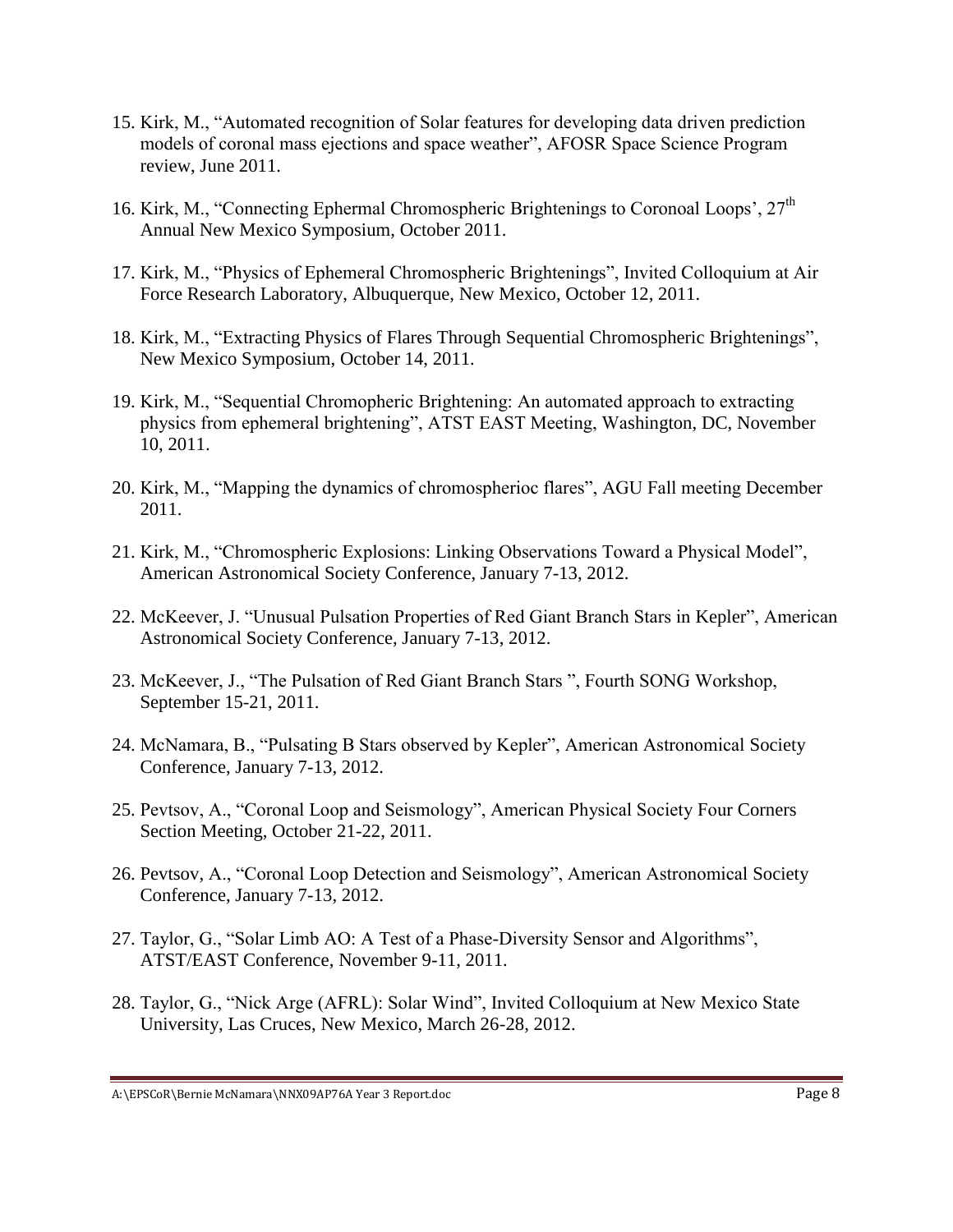15. Kirk, M., "Automated recognition of Solar features for developing data driven prediction models of coronal mass ejections and space weather", AFOSR Space Science Program review, June 2011.

16. Kirk, M., "Connecting Ephermal Chromospheric Brightenings to Coronoal Loops', 27th Annual New Mexico Symposium, October 2011.

17. Kirk, M., "Physics of Ephemeral Chromospheric Brightenings", Invited Colloquium at Air Force Research Laboratory, Albuquerque, New Mexico, October 12, 2011.

18. Kirk, M., "Extracting Physics of Flares Through Sequential Chromospheric Brightenings", New Mexico Symposium, October 14, 2011.

19. Kirk, M., "Sequential Chromopheric Brightening: An automated approach to extracting physics from ephemeral brightening", ATST EAST Meeting, Washington, DC, November 10, 2011.

20. Kirk, M., "Mapping the dynamics of chromospherioc flares", AGU Fall meeting December 2011.

21. Kirk, M., "Chromospheric Explosions: Linking Observations Toward a Physical Model", American Astronomical Society Conference, January 7-13, 2012.

22. McKeever, J. "Unusual Pulsation Properties of Red Giant Branch Stars in Kepler", American Astronomical Society Conference, January 7-13, 2012.

23. McKeever, J., "The Pulsation of Red Giant Branch Stars ", Fourth SONG Workshop, September 15-21, 2011.

24. McNamara, B., "Pulsating B Stars observed by Kepler", American Astronomical Society Conference, January 7-13, 2012.

25. Pevtsov, A., "Coronal Loop and Seismology", American Physical Society Four Corners Section Meeting, October 21-22, 2011.

26. Pevtsov, A., "Coronal Loop Detection and Seismology", American Astronomical Society Conference, January 7-13, 2012.

27. Taylor, G., "Solar Limb AO: A Test of a Phase-Diversity Sensor and Algorithms", ATST/EAST Conference, November 9-11, 2011.

28. Taylor, G., "Nick Arge (AFRL): Solar Wind", Invited Colloquium at New Mexico State University, Las Cruces, New Mexico, March 26-28, 2012.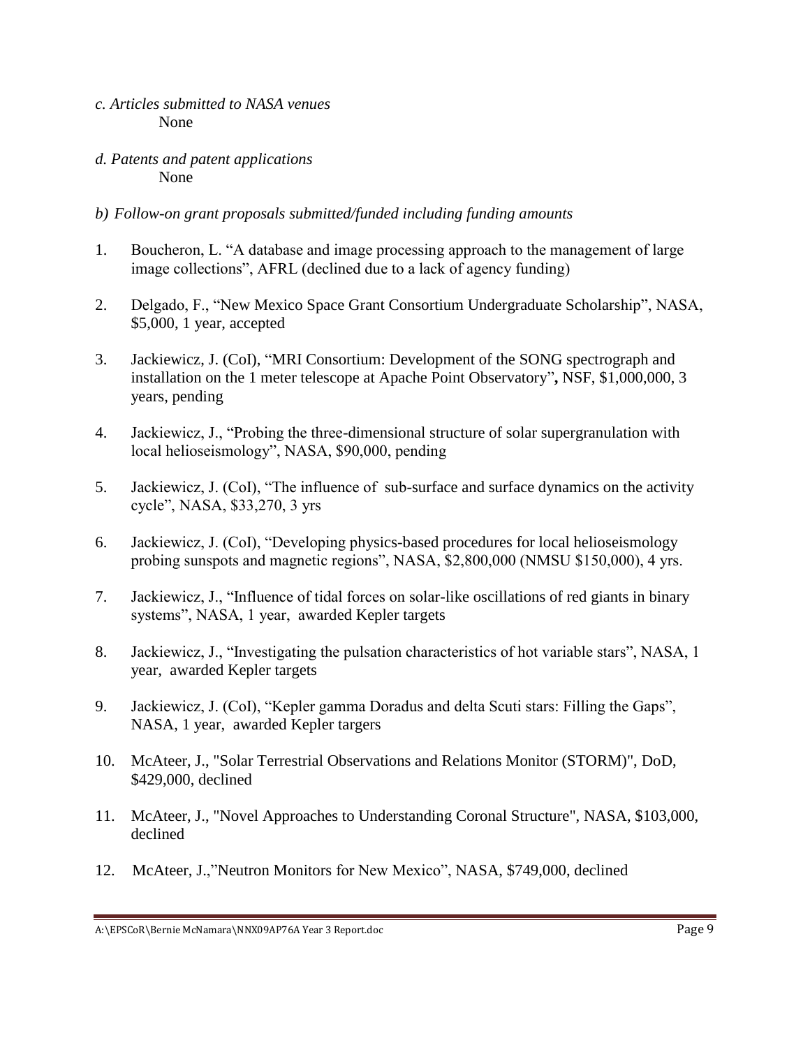*c. Articles submitted to NASA venues*

None

*d. Patents and patent applications*

None

*b) Follow-on grant proposals submitted/funded including funding amounts*

1. Boucheron, L. "A database and image processing approach to the management of large image collections", AFRL (declined due to a lack of agency funding)

2. Delgado, F., "New Mexico Space Grant Consortium Undergraduate Scholarship", NASA, $5,000, 1 year, accepted

3. Jackiewicz, J. (CoI), "MRI Consortium: Development of the SONG spectrograph and installation on the 1 meter telescope at Apache Point Observatory"**,** NSF, $1,000,000, 3 years, pending

4. Jackiewicz, J., "Probing the three-dimensional structure of solar supergranulation with local helioseismology", NASA, $90,000, pending

5. Jackiewicz, J. (CoI), "The influence of sub-surface and surface dynamics on the activity cycle", NASA, $33,270, 3 yrs

6. Jackiewicz, J. (CoI), "Developing physics-based procedures for local helioseismology probing sunspots and magnetic regions", NASA, $2,800,000 (NMSU $150,000), 4 yrs.

7. Jackiewicz, J., "Influence of tidal forces on solar-like oscillations of red giants in binary systems", NASA, 1 year, awarded Kepler targets

8. Jackiewicz, J., "Investigating the pulsation characteristics of hot variable stars", NASA, 1 year, awarded Kepler targets

9. Jackiewicz, J. (CoI), "Kepler gamma Doradus and delta Scuti stars: Filling the Gaps", NASA, 1 year, awarded Kepler targers

10. McAteer, J., "Solar Terrestrial Observations and Relations Monitor (STORM)", DoD, $429,000, declined

11. McAteer, J., "Novel Approaches to Understanding Coronal Structure", NASA, $103,000, declined

12. McAteer, J.,"Neutron Monitors for New Mexico", NASA, $749,000, declined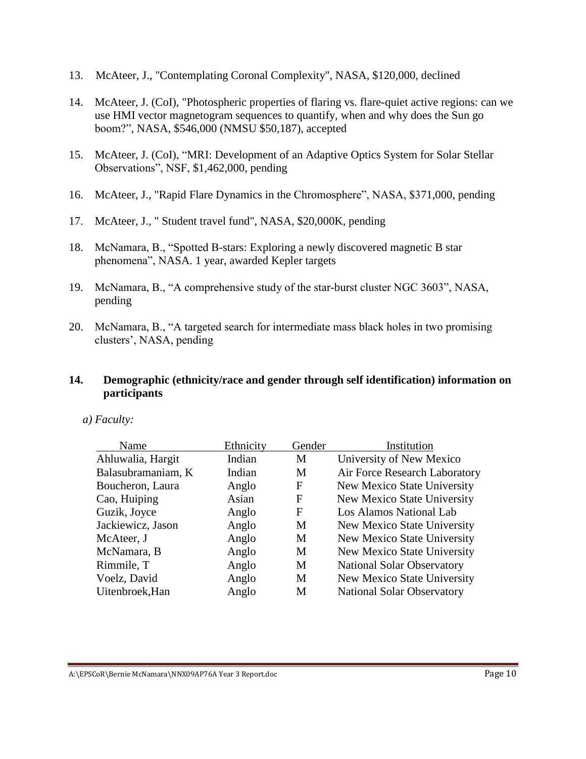13. McAteer, J., "Contemplating Coronal Complexity", NASA, $120,000, declined

14. McAteer, J. (CoI), "Photospheric properties of flaring vs. flare-quiet active regions: can we use HMI vector magnetogram sequences to quantify, when and why does the Sun go boom?", NASA, $546,000 (NMSU $50,187), accepted

15. McAteer, J. (CoI), "MRI: Development of an Adaptive Optics System for Solar Stellar Observations", NSF, $1,462,000, pending

16. McAteer, J., "Rapid Flare Dynamics in the Chromosphere", NASA, $371,000, pending

17. McAteer, J., " Student travel fund", NASA, $20,000K, pending

18. McNamara, B., "Spotted B-stars: Exploring a newly discovered magnetic B star phenomena", NASA. 1 year, awarded Kepler targets

19. McNamara, B., "A comprehensive study of the star-burst cluster NGC 3603", NASA, pending

20. McNamara, B., "A targeted search for intermediate mass black holes in two promising clusters', NASA, pending

## 14. Demographic (ethnicity/race and gender through self identification) information on participants

*a) Faculty:*

| Name | Ethnicity | Gender | Institution |
|---|---|---|---|
| Ahluwalia, Hargit | Indian | M | University of New Mexico |
| Balasubramaniam, K | Indian | M | Air Force Research Laboratory |
| Boucheron, Laura | Anglo | F | New Mexico State University |
| Cao, Huiping | Asian | F | New Mexico State University |
| Guzik, Joyce | Anglo | F | Los Alamos National Lab |
| Jackiewicz, Jason | Anglo | M | New Mexico State University |
| McAteer, J | Anglo | M | New Mexico State University |
| McNamara, B | Anglo | M | New Mexico State University |
| Rimmile, T | Anglo | M | National Solar Observatory |
| Voelz, David | Anglo | M | New Mexico State University |
| Uitenbroek,Han | Anglo | M | National Solar Observatory |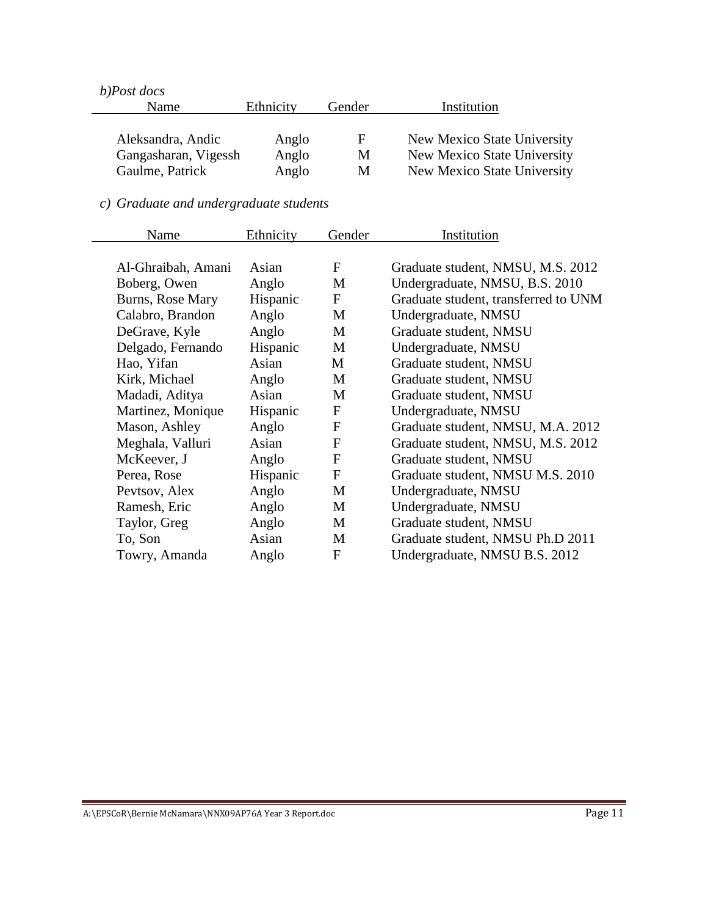*b)Post docs*

| Name | Ethnicity | Gender | Institution |
|---|---|---|---|
| Aleksandra, Andic | Anglo | F | New Mexico State University |
| Gangasharan, Vigessh | Anglo | M | New Mexico State University |
| Gaulme, Patrick | Anglo | M | New Mexico State University |

*c) Graduate and undergraduate students*

| Name | Ethnicity | Gender | Institution |
|---|---|---|---|
| Al-Ghraibah, Amani | Asian | F | Graduate student, NMSU, M.S. 2012 |
| Boberg, Owen | Anglo | M | Undergraduate, NMSU, B.S. 2010 |
| Burns, Rose Mary | Hispanic | F | Graduate student, transferred to UNM |
| Calabro, Brandon | Anglo | M | Undergraduate, NMSU |
| DeGrave, Kyle | Anglo | M | Graduate student, NMSU |
| Delgado, Fernando | Hispanic | M | Undergraduate, NMSU |
| Hao, Yifan | Asian | M | Graduate student, NMSU |
| Kirk, Michael | Anglo | M | Graduate student, NMSU |
| Madadi, Aditya | Asian | M | Graduate student, NMSU |
| Martinez, Monique | Hispanic | F | Undergraduate, NMSU |
| Mason, Ashley | Anglo | F | Graduate student, NMSU, M.A. 2012 |
| Meghala, Valluri | Asian | F | Graduate student, NMSU, M.S. 2012 |
| McKeever, J | Anglo | F | Graduate student, NMSU |
| Perea, Rose | Hispanic | F | Graduate student, NMSU M.S. 2010 |
| Pevtsov, Alex | Anglo | M | Undergraduate, NMSU |
| Ramesh, Eric | Anglo | M | Undergraduate, NMSU |
| Taylor, Greg | Anglo | M | Graduate student, NMSU |
| To, Son | Asian | M | Graduate student, NMSU Ph.D 2011 |
| Towry, Amanda | Anglo | F | Undergraduate, NMSU B.S. 2012 |